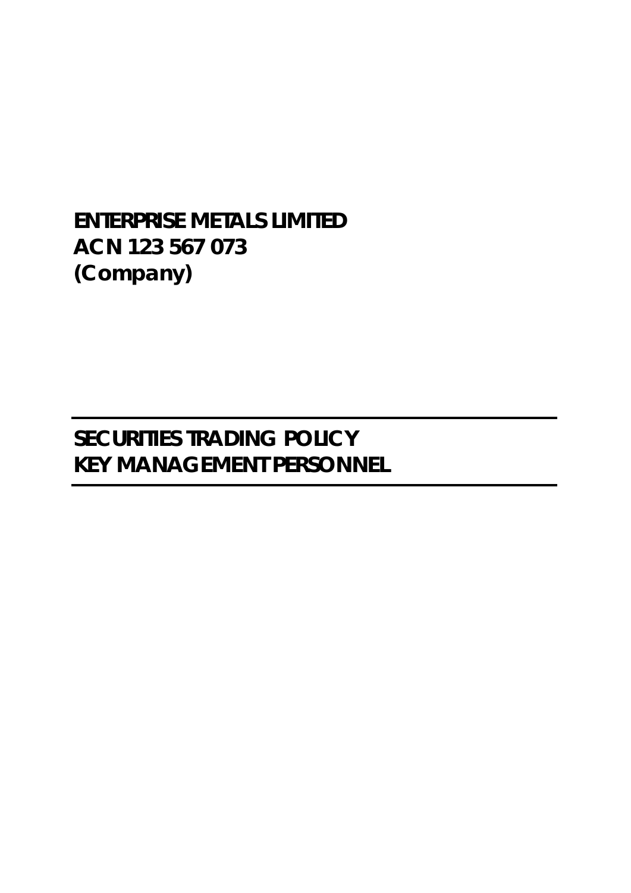**ENTERPRISE METALS LIMITED**
**ACN 123 567 073**
**(Company)**

---

# SECURITIES TRADING POLICY
# KEY MANAGEMENT PERSONNEL

---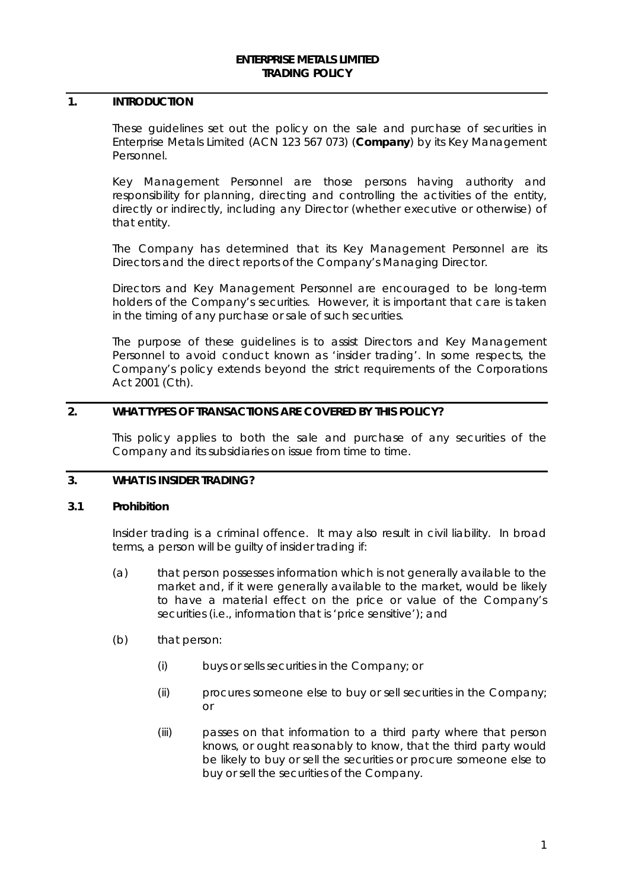**ENTERPRISE METALS LIMITED**
**TRADING POLICY**

## 1. INTRODUCTION

These guidelines set out the policy on the sale and purchase of securities in Enterprise Metals Limited (ACN 123 567 073) (**Company**) by its Key Management Personnel.

Key Management Personnel are those persons having authority and responsibility for planning, directing and controlling the activities of the entity, directly or indirectly, including any Director (whether executive or otherwise) of that entity.

The Company has determined that its Key Management Personnel are its Directors and the direct reports of the Company's Managing Director.

Directors and Key Management Personnel are encouraged to be long-term holders of the Company's securities. However, it is important that care is taken in the timing of any purchase or sale of such securities.

The purpose of these guidelines is to assist Directors and Key Management Personnel to avoid conduct known as 'insider trading'. In some respects, the Company's policy extends beyond the strict requirements of the Corporations Act 2001 (Cth).

## 2. WHAT TYPES OF TRANSACTIONS ARE COVERED BY THIS POLICY?

This policy applies to both the sale and purchase of any securities of the Company and its subsidiaries on issue from time to time.

## 3. WHAT IS INSIDER TRADING?

### 3.1 Prohibition

Insider trading is a criminal offence. It may also result in civil liability. In broad terms, a person will be guilty of insider trading if:

(a) that person possesses information which is not generally available to the market and, if it were generally available to the market, would be likely to have a material effect on the price or value of the Company's securities (i.e., information that is 'price sensitive'); and

(b) that person:

 (i) buys or sells securities in the Company; or

 (ii) procures someone else to buy or sell securities in the Company; or

 (iii) passes on that information to a third party where that person knows, or ought reasonably to know, that the third party would be likely to buy or sell the securities or procure someone else to buy or sell the securities of the Company.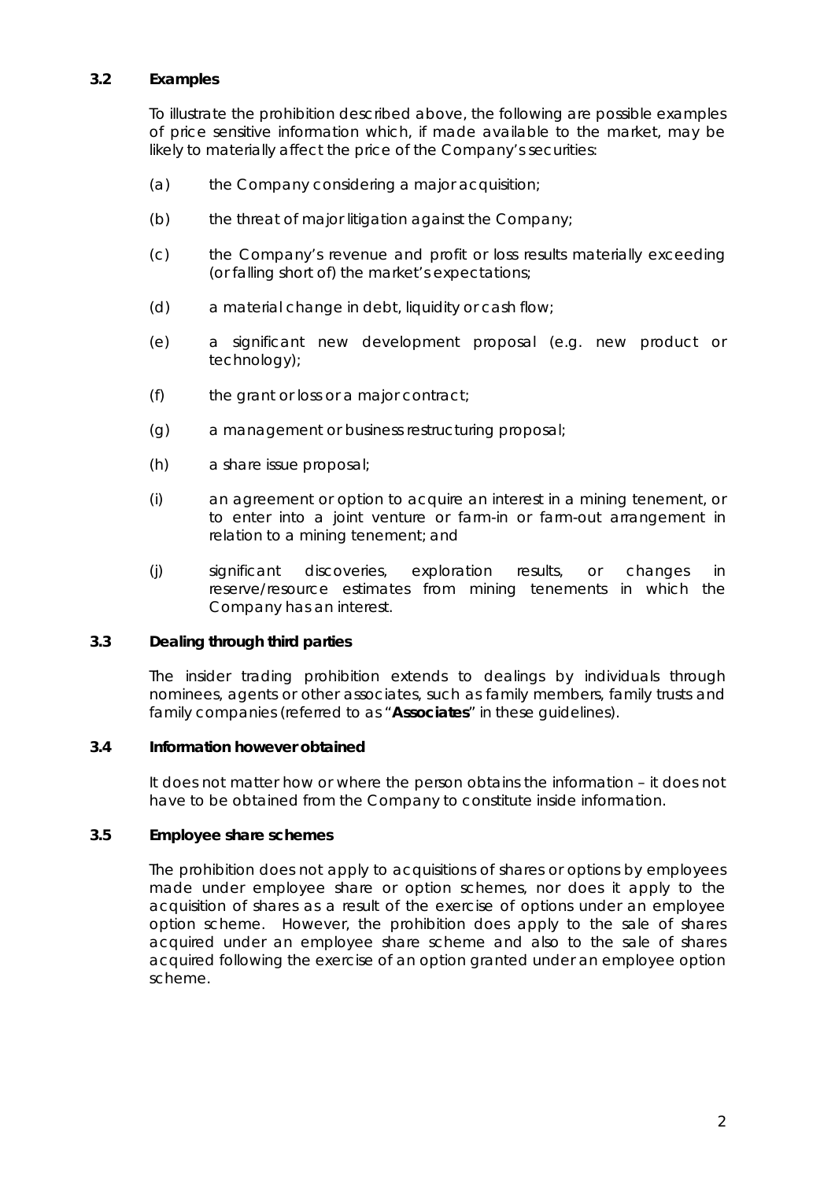### 3.2 Examples

To illustrate the prohibition described above, the following are possible examples of price sensitive information which, if made available to the market, may be likely to materially affect the price of the Company's securities:

(a) the Company considering a major acquisition;

(b) the threat of major litigation against the Company;

(c) the Company's revenue and profit or loss results materially exceeding (or falling short of) the market's expectations;

(d) a material change in debt, liquidity or cash flow;

(e) a significant new development proposal (e.g. new product or technology);

(f) the grant or loss or a major contract;

(g) a management or business restructuring proposal;

(h) a share issue proposal;

(i) an agreement or option to acquire an interest in a mining tenement, or to enter into a joint venture or farm-in or farm-out arrangement in relation to a mining tenement; and

(j) significant discoveries, exploration results, or changes in reserve/resource estimates from mining tenements in which the Company has an interest.

### 3.3 Dealing through third parties

The insider trading prohibition extends to dealings by individuals through nominees, agents or other associates, such as family members, family trusts and family companies (referred to as "**Associates**" in these guidelines).

### 3.4 Information however obtained

It does not matter how or where the person obtains the information – it does not have to be obtained from the Company to constitute inside information.

### 3.5 Employee share schemes

The prohibition does not apply to acquisitions of shares or options by employees made under employee share or option schemes, nor does it apply to the acquisition of shares as a result of the exercise of options under an employee option scheme. However, the prohibition does apply to the sale of shares acquired under an employee share scheme and also to the sale of shares acquired following the exercise of an option granted under an employee option scheme.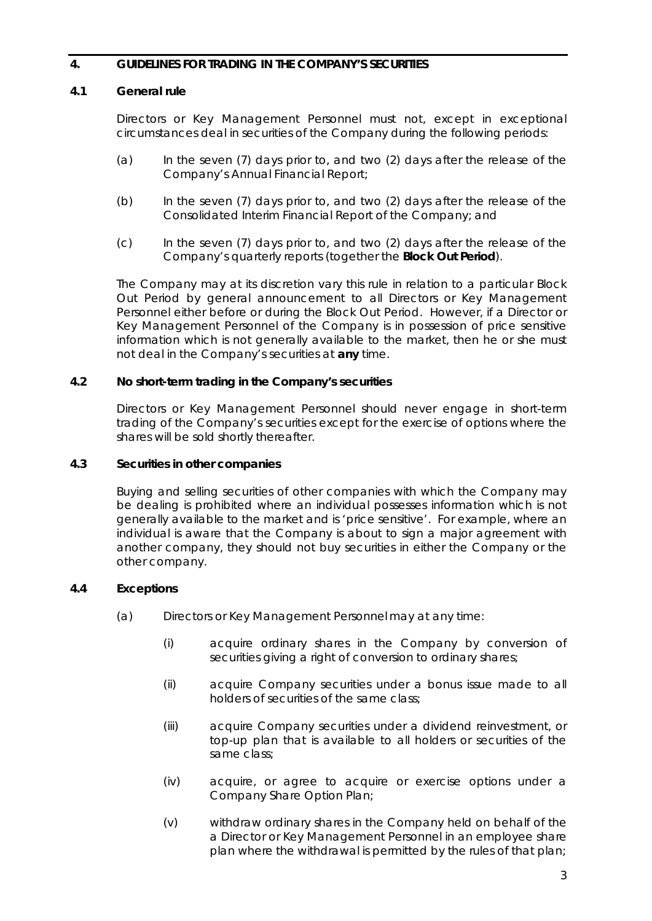## 4. GUIDELINES FOR TRADING IN THE COMPANY'S SECURITIES

### 4.1 General rule

Directors or Key Management Personnel must not, except in exceptional circumstances deal in securities of the Company during the following periods:

(a) In the seven (7) days prior to, and two (2) days after the release of the Company's Annual Financial Report;

(b) In the seven (7) days prior to, and two (2) days after the release of the Consolidated Interim Financial Report of the Company; and

(c) In the seven (7) days prior to, and two (2) days after the release of the Company's quarterly reports (together the **Block Out Period**).

The Company may at its discretion vary this rule in relation to a particular Block Out Period by general announcement to all Directors or Key Management Personnel either before or during the Block Out Period. However, if a Director or Key Management Personnel of the Company is in possession of price sensitive information which is not generally available to the market, then he or she must not deal in the Company's securities at **any** time.

### 4.2 No short-term trading in the Company's securities

Directors or Key Management Personnel should never engage in short-term trading of the Company's securities except for the exercise of options where the shares will be sold shortly thereafter.

### 4.3 Securities in other companies

Buying and selling securities of other companies with which the Company may be dealing is prohibited where an individual possesses information which is not generally available to the market and is 'price sensitive'. For example, where an individual is aware that the Company is about to sign a major agreement with another company, they should not buy securities in either the Company or the other company.

### 4.4 Exceptions

(a) Directors or Key Management Personnel may at any time:

(i) acquire ordinary shares in the Company by conversion of securities giving a right of conversion to ordinary shares;

(ii) acquire Company securities under a bonus issue made to all holders of securities of the same class;

(iii) acquire Company securities under a dividend reinvestment, or top-up plan that is available to all holders or securities of the same class;

(iv) acquire, or agree to acquire or exercise options under a Company Share Option Plan;

(v) withdraw ordinary shares in the Company held on behalf of the a Director or Key Management Personnel in an employee share plan where the withdrawal is permitted by the rules of that plan;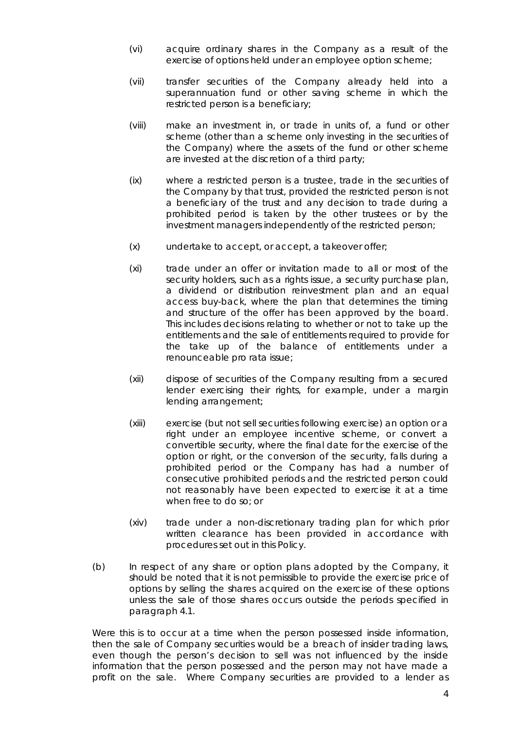(vi) acquire ordinary shares in the Company as a result of the exercise of options held under an employee option scheme;

(vii) transfer securities of the Company already held into a superannuation fund or other saving scheme in which the restricted person is a beneficiary;

(viii) make an investment in, or trade in units of, a fund or other scheme (other than a scheme only investing in the securities of the Company) where the assets of the fund or other scheme are invested at the discretion of a third party;

(ix) where a restricted person is a trustee, trade in the securities of the Company by that trust, provided the restricted person is not a beneficiary of the trust and any decision to trade during a prohibited period is taken by the other trustees or by the investment managers independently of the restricted person;

(x) undertake to accept, or accept, a takeover offer;

(xi) trade under an offer or invitation made to all or most of the security holders, such as a rights issue, a security purchase plan, a dividend or distribution reinvestment plan and an equal access buy-back, where the plan that determines the timing and structure of the offer has been approved by the board. This includes decisions relating to whether or not to take up the entitlements and the sale of entitlements required to provide for the take up of the balance of entitlements under a renounceable pro rata issue;

(xii) dispose of securities of the Company resulting from a secured lender exercising their rights, for example, under a margin lending arrangement;

(xiii) exercise (but not sell securities following exercise) an option or a right under an employee incentive scheme, or convert a convertible security, where the final date for the exercise of the option or right, or the conversion of the security, falls during a prohibited period or the Company has had a number of consecutive prohibited periods and the restricted person could not reasonably have been expected to exercise it at a time when free to do so; or

(xiv) trade under a non-discretionary trading plan for which prior written clearance has been provided in accordance with procedures set out in this Policy.

(b) In respect of any share or option plans adopted by the Company, it should be noted that it is not permissible to provide the exercise price of options by selling the shares acquired on the exercise of these options unless the sale of those shares occurs outside the periods specified in paragraph 4.1.

Were this is to occur at a time when the person possessed inside information, then the sale of Company securities would be a breach of insider trading laws, even though the person's decision to sell was not influenced by the inside information that the person possessed and the person may not have made a profit on the sale. Where Company securities are provided to a lender as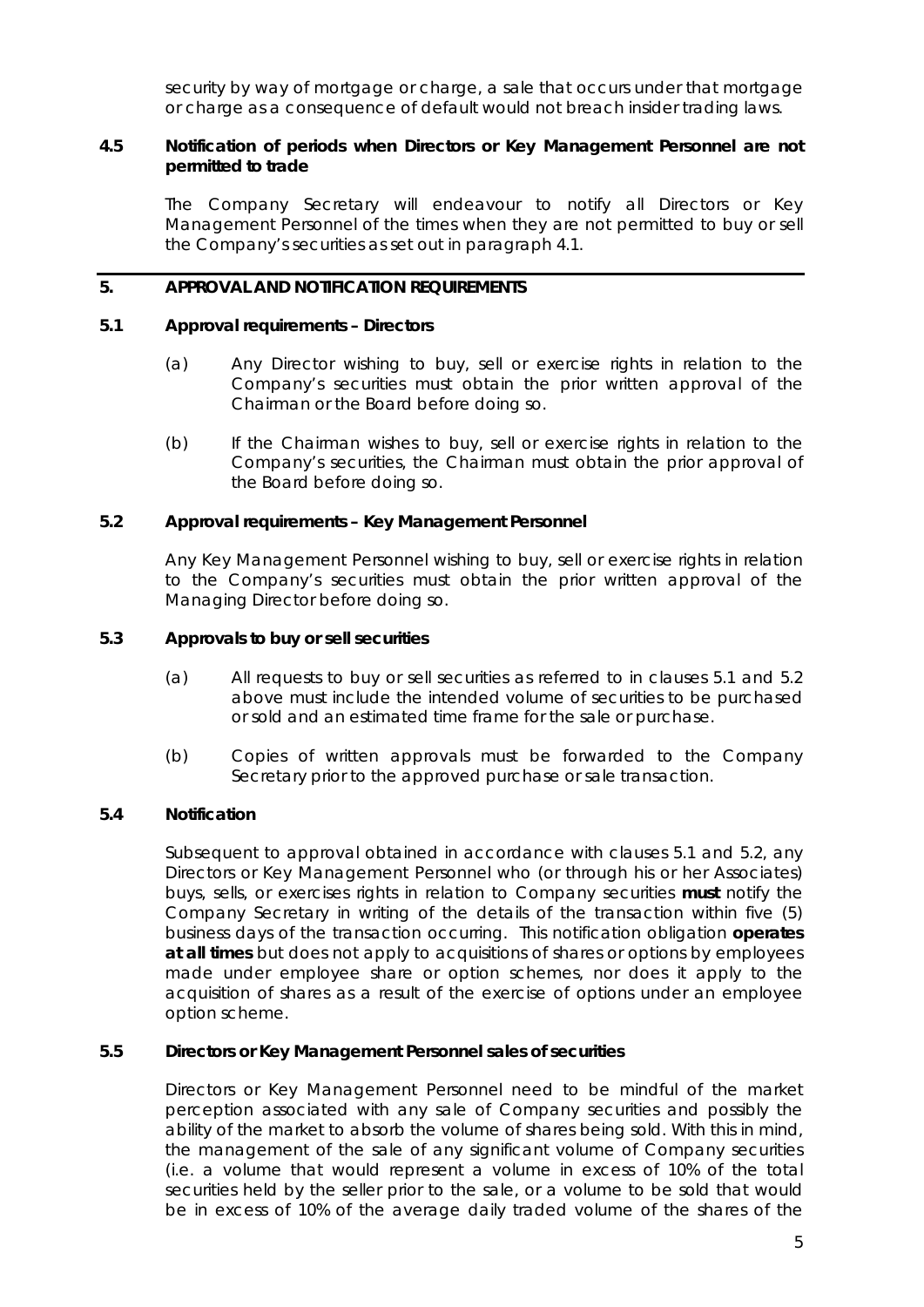security by way of mortgage or charge, a sale that occurs under that mortgage or charge as a consequence of default would not breach insider trading laws.

### 4.5 Notification of periods when Directors or Key Management Personnel are not permitted to trade

The Company Secretary will endeavour to notify all Directors or Key Management Personnel of the times when they are not permitted to buy or sell the Company's securities as set out in paragraph 4.1.

## 5. APPROVAL AND NOTIFICATION REQUIREMENTS

### 5.1 Approval requirements – Directors

(a) Any Director wishing to buy, sell or exercise rights in relation to the Company's securities must obtain the prior written approval of the Chairman or the Board before doing so.

(b) If the Chairman wishes to buy, sell or exercise rights in relation to the Company's securities, the Chairman must obtain the prior approval of the Board before doing so.

### 5.2 Approval requirements – Key Management Personnel

Any Key Management Personnel wishing to buy, sell or exercise rights in relation to the Company's securities must obtain the prior written approval of the Managing Director before doing so.

### 5.3 Approvals to buy or sell securities

(a) All requests to buy or sell securities as referred to in clauses 5.1 and 5.2 above must include the intended volume of securities to be purchased or sold and an estimated time frame for the sale or purchase.

(b) Copies of written approvals must be forwarded to the Company Secretary prior to the approved purchase or sale transaction.

### 5.4 Notification

Subsequent to approval obtained in accordance with clauses 5.1 and 5.2, any Directors or Key Management Personnel who (or through his or her Associates) buys, sells, or exercises rights in relation to Company securities **must** notify the Company Secretary in writing of the details of the transaction within five (5) business days of the transaction occurring. This notification obligation **operates at all times** but does not apply to acquisitions of shares or options by employees made under employee share or option schemes, nor does it apply to the acquisition of shares as a result of the exercise of options under an employee option scheme.

### 5.5 Directors or Key Management Personnel sales of securities

Directors or Key Management Personnel need to be mindful of the market perception associated with any sale of Company securities and possibly the ability of the market to absorb the volume of shares being sold. With this in mind, the management of the sale of any significant volume of Company securities (i.e. a volume that would represent a volume in excess of 10% of the total securities held by the seller prior to the sale, or a volume to be sold that would be in excess of 10% of the average daily traded volume of the shares of the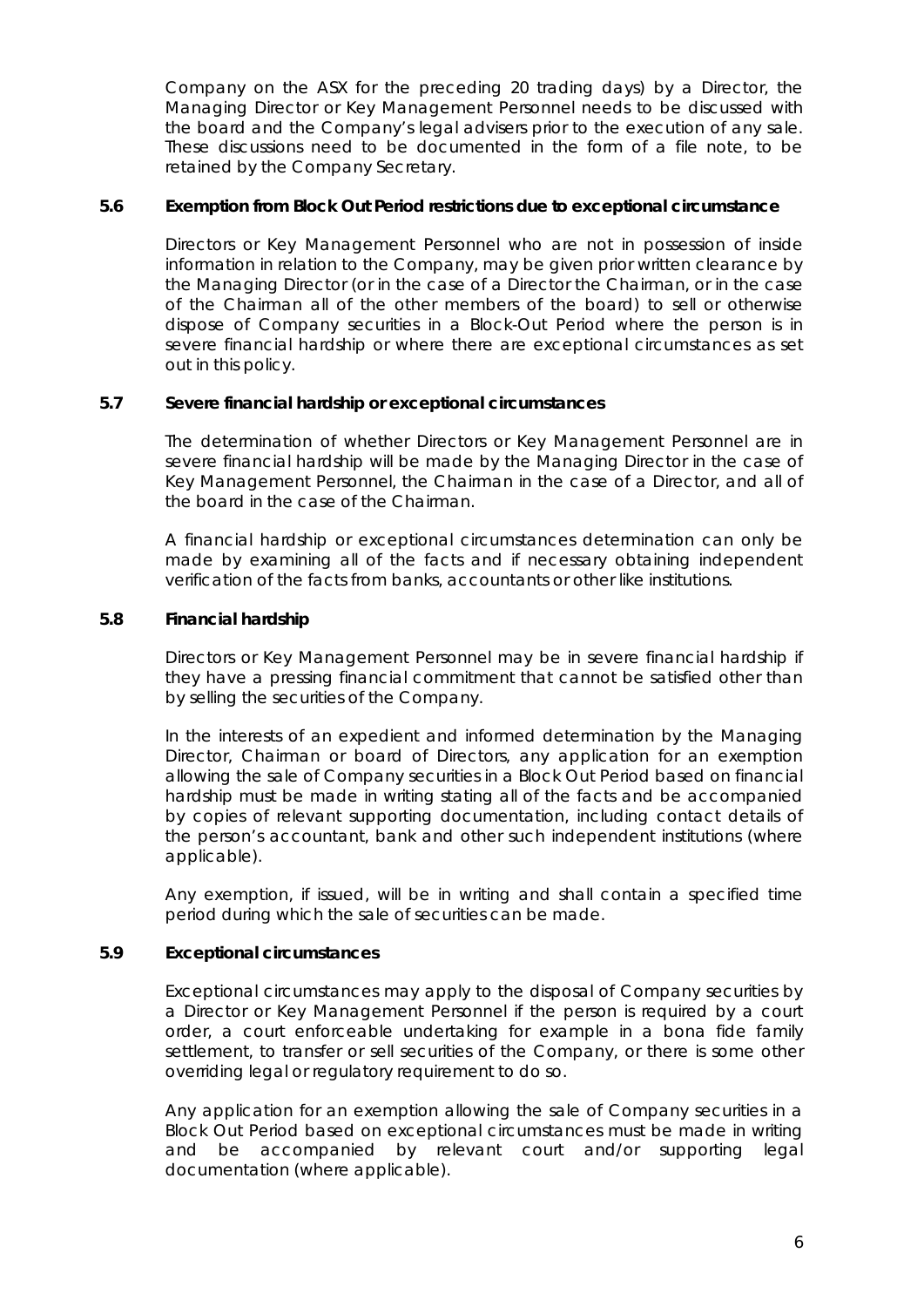Company on the ASX for the preceding 20 trading days) by a Director, the Managing Director or Key Management Personnel needs to be discussed with the board and the Company's legal advisers prior to the execution of any sale. These discussions need to be documented in the form of a file note, to be retained by the Company Secretary.

### 5.6 Exemption from Block Out Period restrictions due to exceptional circumstance

Directors or Key Management Personnel who are not in possession of inside information in relation to the Company, may be given prior written clearance by the Managing Director (or in the case of a Director the Chairman, or in the case of the Chairman all of the other members of the board) to sell or otherwise dispose of Company securities in a Block-Out Period where the person is in severe financial hardship or where there are exceptional circumstances as set out in this policy.

### 5.7 Severe financial hardship or exceptional circumstances

The determination of whether Directors or Key Management Personnel are in severe financial hardship will be made by the Managing Director in the case of Key Management Personnel, the Chairman in the case of a Director, and all of the board in the case of the Chairman.

A financial hardship or exceptional circumstances determination can only be made by examining all of the facts and if necessary obtaining independent verification of the facts from banks, accountants or other like institutions.

### 5.8 Financial hardship

Directors or Key Management Personnel may be in severe financial hardship if they have a pressing financial commitment that cannot be satisfied other than by selling the securities of the Company.

In the interests of an expedient and informed determination by the Managing Director, Chairman or board of Directors, any application for an exemption allowing the sale of Company securities in a Block Out Period based on financial hardship must be made in writing stating all of the facts and be accompanied by copies of relevant supporting documentation, including contact details of the person's accountant, bank and other such independent institutions (where applicable).

Any exemption, if issued, will be in writing and shall contain a specified time period during which the sale of securities can be made.

### 5.9 Exceptional circumstances

Exceptional circumstances may apply to the disposal of Company securities by a Director or Key Management Personnel if the person is required by a court order, a court enforceable undertaking for example in a bona fide family settlement, to transfer or sell securities of the Company, or there is some other overriding legal or regulatory requirement to do so.

Any application for an exemption allowing the sale of Company securities in a Block Out Period based on exceptional circumstances must be made in writing and be accompanied by relevant court and/or supporting legal documentation (where applicable).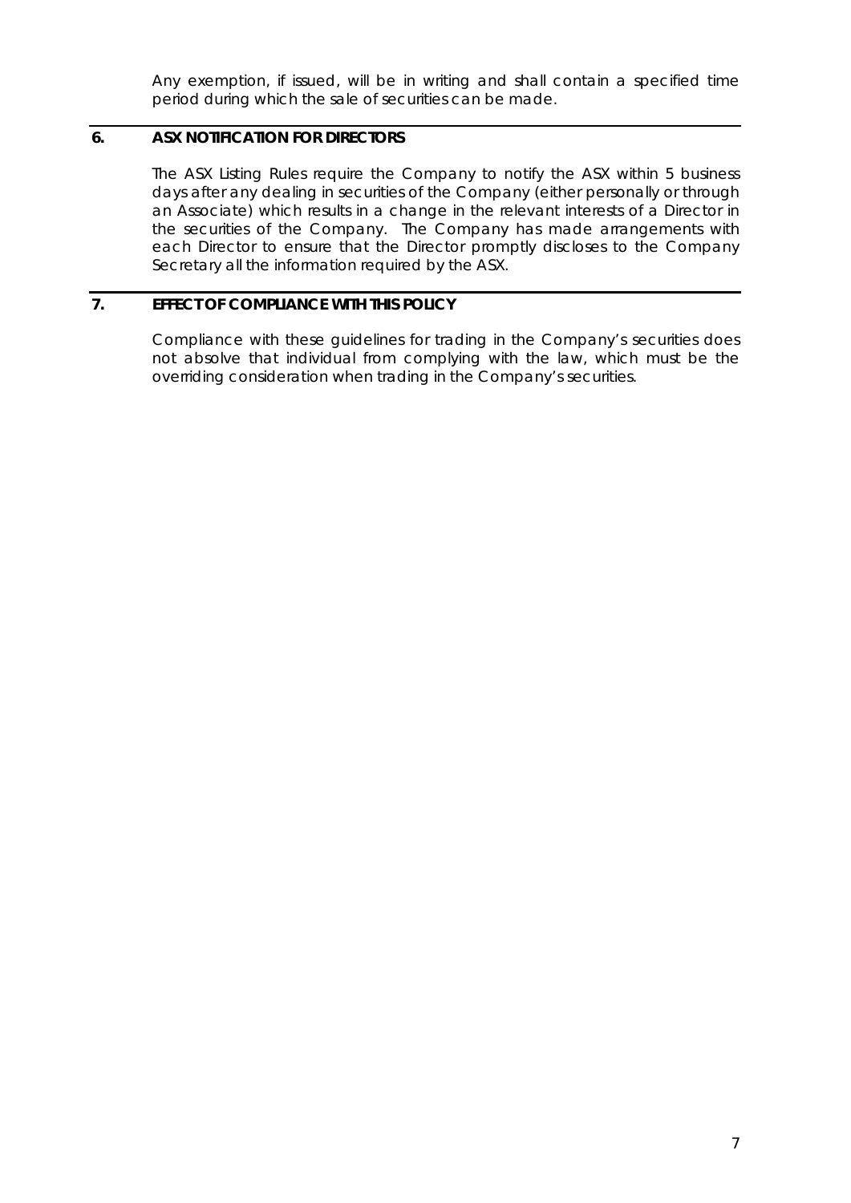Any exemption, if issued, will be in writing and shall contain a specified time period during which the sale of securities can be made.

## 6. ASX NOTIFICATION FOR DIRECTORS

The ASX Listing Rules require the Company to notify the ASX within 5 business days after any dealing in securities of the Company (either personally or through an Associate) which results in a change in the relevant interests of a Director in the securities of the Company. The Company has made arrangements with each Director to ensure that the Director promptly discloses to the Company Secretary all the information required by the ASX.

## 7. EFFECT OF COMPLIANCE WITH THIS POLICY

Compliance with these guidelines for trading in the Company's securities does not absolve that individual from complying with the law, which must be the overriding consideration when trading in the Company's securities.